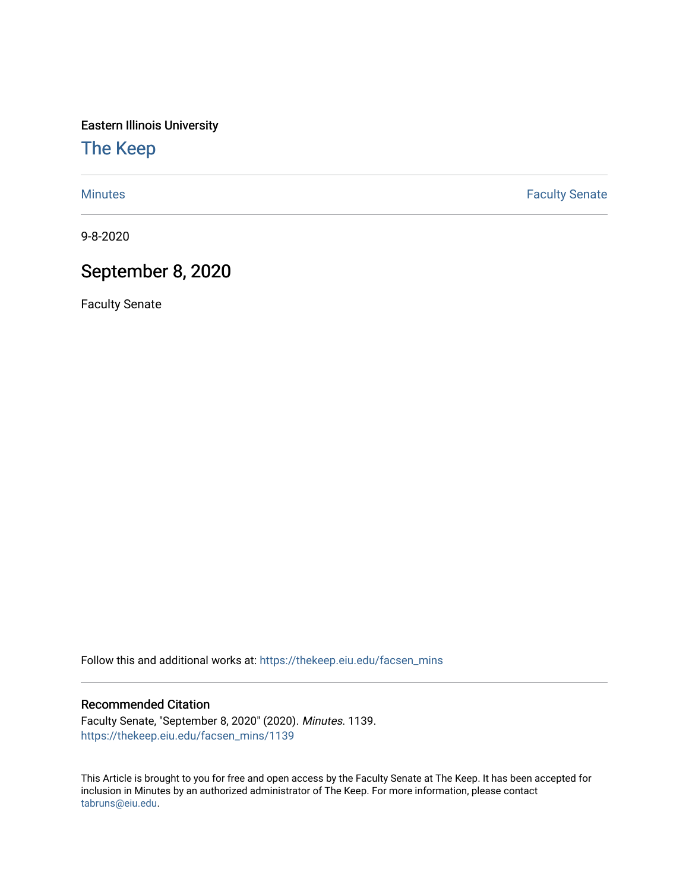Eastern Illinois University

# The Keep

Minutes | Faculty Senate

9-8-2020

## September 8, 2020

Faculty Senate

Follow this and additional works at: https://thekeep.eiu.edu/facsen_mins

### Recommended Citation

Faculty Senate, "September 8, 2020" (2020). *Minutes*. 1139.
https://thekeep.eiu.edu/facsen_mins/1139

This Article is brought to you for free and open access by the Faculty Senate at The Keep. It has been accepted for inclusion in Minutes by an authorized administrator of The Keep. For more information, please contact tabruns@eiu.edu.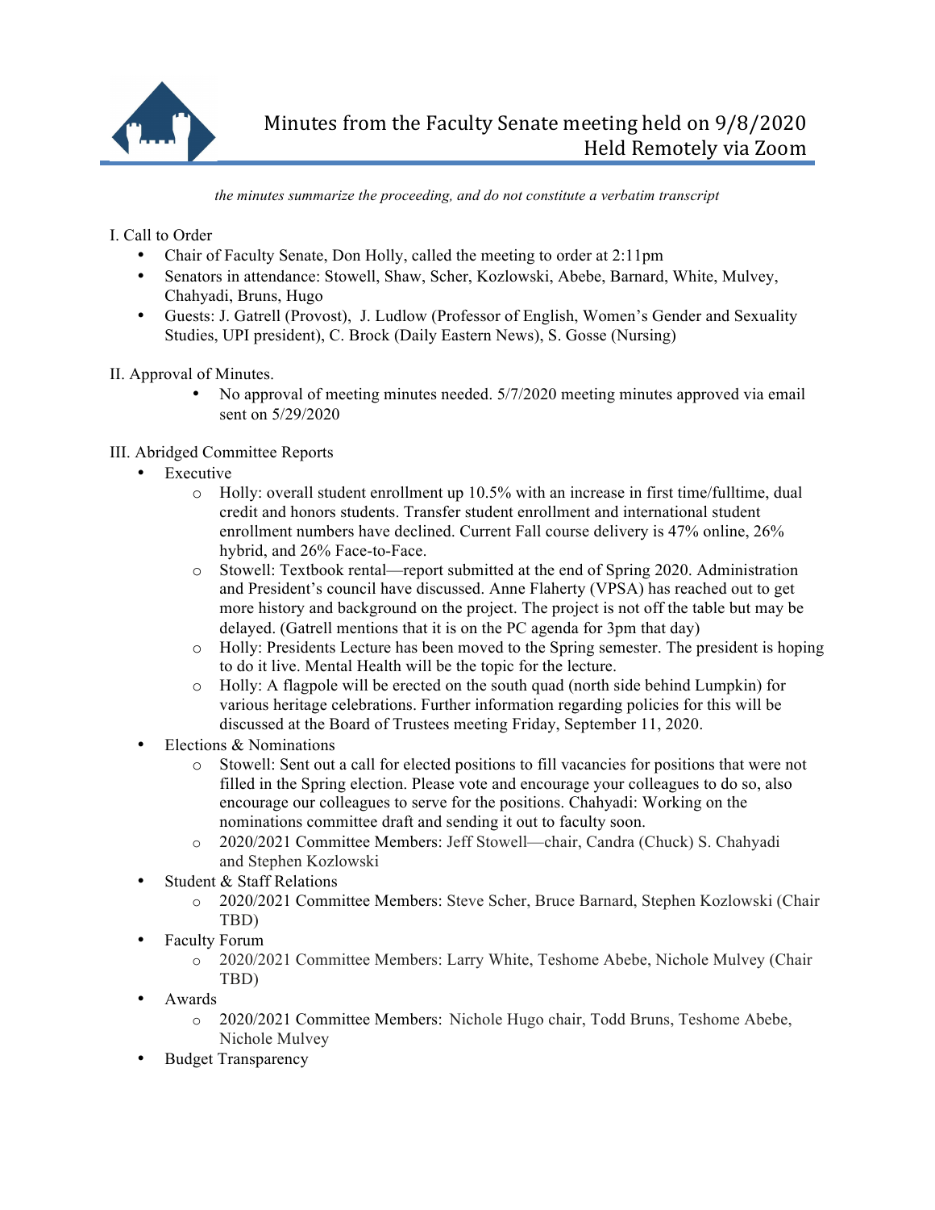# Minutes from the Faculty Senate meeting held on 9/8/2020
## Held Remotely via Zoom

*the minutes summarize the proceeding, and do not constitute a verbatim transcript*

I. Call to Order

- Chair of Faculty Senate, Don Holly, called the meeting to order at 2:11pm
- Senators in attendance: Stowell, Shaw, Scher, Kozlowski, Abebe, Barnard, White, Mulvey, Chahyadi, Bruns, Hugo
- Guests: J. Gatrell (Provost), J. Ludlow (Professor of English, Women's Gender and Sexuality Studies, UPI president), C. Brock (Daily Eastern News), S. Gosse (Nursing)

II. Approval of Minutes.

- No approval of meeting minutes needed. 5/7/2020 meeting minutes approved via email sent on 5/29/2020

III. Abridged Committee Reports

- Executive
  - Holly: overall student enrollment up 10.5% with an increase in first time/fulltime, dual credit and honors students. Transfer student enrollment and international student enrollment numbers have declined. Current Fall course delivery is 47% online, 26% hybrid, and 26% Face-to-Face.
  - Stowell: Textbook rental—report submitted at the end of Spring 2020. Administration and President's council have discussed. Anne Flaherty (VPSA) has reached out to get more history and background on the project. The project is not off the table but may be delayed. (Gatrell mentions that it is on the PC agenda for 3pm that day)
  - Holly: Presidents Lecture has been moved to the Spring semester. The president is hoping to do it live. Mental Health will be the topic for the lecture.
  - Holly: A flagpole will be erected on the south quad (north side behind Lumpkin) for various heritage celebrations. Further information regarding policies for this will be discussed at the Board of Trustees meeting Friday, September 11, 2020.
- Elections & Nominations
  - Stowell: Sent out a call for elected positions to fill vacancies for positions that were not filled in the Spring election. Please vote and encourage your colleagues to do so, also encourage our colleagues to serve for the positions. Chahyadi: Working on the nominations committee draft and sending it out to faculty soon.
  - 2020/2021 Committee Members: Jeff Stowell—chair, Candra (Chuck) S. Chahyadi and Stephen Kozlowski
- Student & Staff Relations
  - 2020/2021 Committee Members: Steve Scher, Bruce Barnard, Stephen Kozlowski (Chair TBD)
- Faculty Forum
  - 2020/2021 Committee Members: Larry White, Teshome Abebe, Nichole Mulvey (Chair TBD)
- Awards
  - 2020/2021 Committee Members: Nichole Hugo chair, Todd Bruns, Teshome Abebe, Nichole Mulvey
- Budget Transparency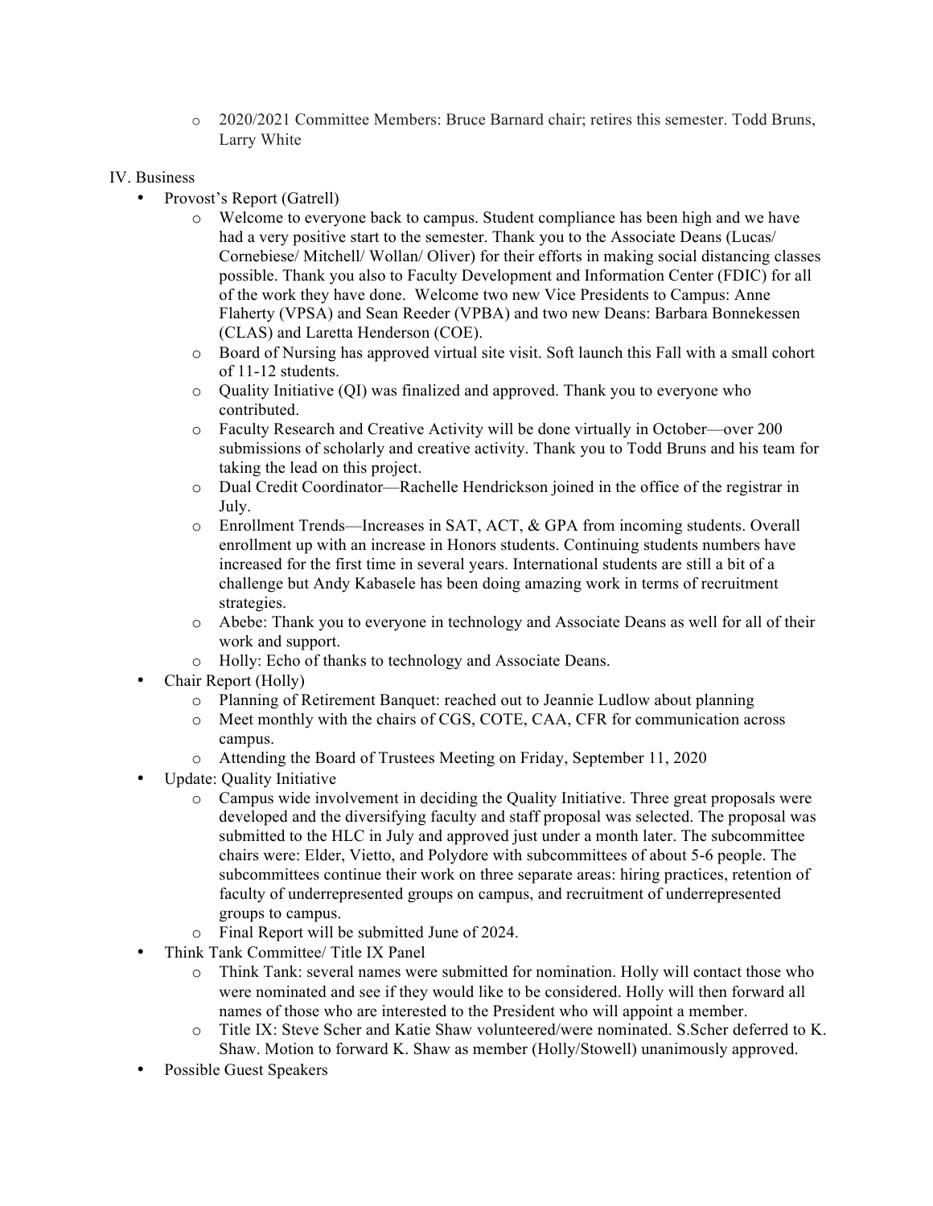- 2020/2021 Committee Members: Bruce Barnard chair; retires this semester. Todd Bruns, Larry White

IV. Business

- Provost's Report (Gatrell)
    - Welcome to everyone back to campus. Student compliance has been high and we have had a very positive start to the semester. Thank you to the Associate Deans (Lucas/ Cornebiese/ Mitchell/ Wollan/ Oliver) for their efforts in making social distancing classes possible. Thank you also to Faculty Development and Information Center (FDIC) for all of the work they have done. Welcome two new Vice Presidents to Campus: Anne Flaherty (VPSA) and Sean Reeder (VPBA) and two new Deans: Barbara Bonnekessen (CLAS) and Laretta Henderson (COE).
    - Board of Nursing has approved virtual site visit. Soft launch this Fall with a small cohort of 11-12 students.
    - Quality Initiative (QI) was finalized and approved. Thank you to everyone who contributed.
    - Faculty Research and Creative Activity will be done virtually in October—over 200 submissions of scholarly and creative activity. Thank you to Todd Bruns and his team for taking the lead on this project.
    - Dual Credit Coordinator—Rachelle Hendrickson joined in the office of the registrar in July.
    - Enrollment Trends—Increases in SAT, ACT, & GPA from incoming students. Overall enrollment up with an increase in Honors students. Continuing students numbers have increased for the first time in several years. International students are still a bit of a challenge but Andy Kabasele has been doing amazing work in terms of recruitment strategies.
    - Abebe: Thank you to everyone in technology and Associate Deans as well for all of their work and support.
    - Holly: Echo of thanks to technology and Associate Deans.
- Chair Report (Holly)
    - Planning of Retirement Banquet: reached out to Jeannie Ludlow about planning
    - Meet monthly with the chairs of CGS, COTE, CAA, CFR for communication across campus.
    - Attending the Board of Trustees Meeting on Friday, September 11, 2020
- Update: Quality Initiative
    - Campus wide involvement in deciding the Quality Initiative. Three great proposals were developed and the diversifying faculty and staff proposal was selected. The proposal was submitted to the HLC in July and approved just under a month later. The subcommittee chairs were: Elder, Vietto, and Polydore with subcommittees of about 5-6 people. The subcommittees continue their work on three separate areas: hiring practices, retention of faculty of underrepresented groups on campus, and recruitment of underrepresented groups to campus.
    - Final Report will be submitted June of 2024.
- Think Tank Committee/ Title IX Panel
    - Think Tank: several names were submitted for nomination. Holly will contact those who were nominated and see if they would like to be considered. Holly will then forward all names of those who are interested to the President who will appoint a member.
    - Title IX: Steve Scher and Katie Shaw volunteered/were nominated. S.Scher deferred to K. Shaw. Motion to forward K. Shaw as member (Holly/Stowell) unanimously approved.
- Possible Guest Speakers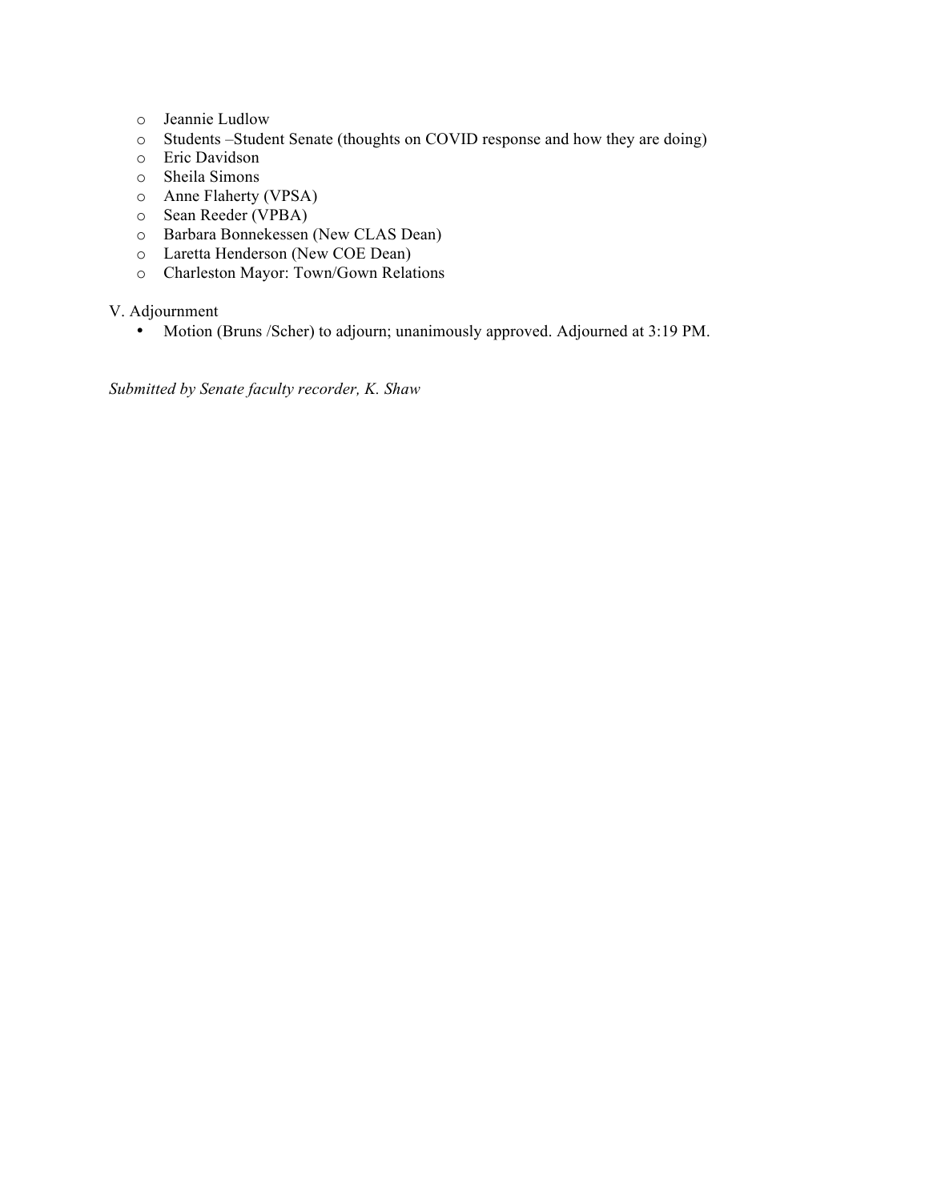- Jeannie Ludlow
- Students –Student Senate (thoughts on COVID response and how they are doing)
- Eric Davidson
- Sheila Simons
- Anne Flaherty (VPSA)
- Sean Reeder (VPBA)
- Barbara Bonnekessen (New CLAS Dean)
- Laretta Henderson (New COE Dean)
- Charleston Mayor: Town/Gown Relations

V. Adjournment

- Motion (Bruns /Scher) to adjourn; unanimously approved. Adjourned at 3:19 PM.

*Submitted by Senate faculty recorder, K. Shaw*